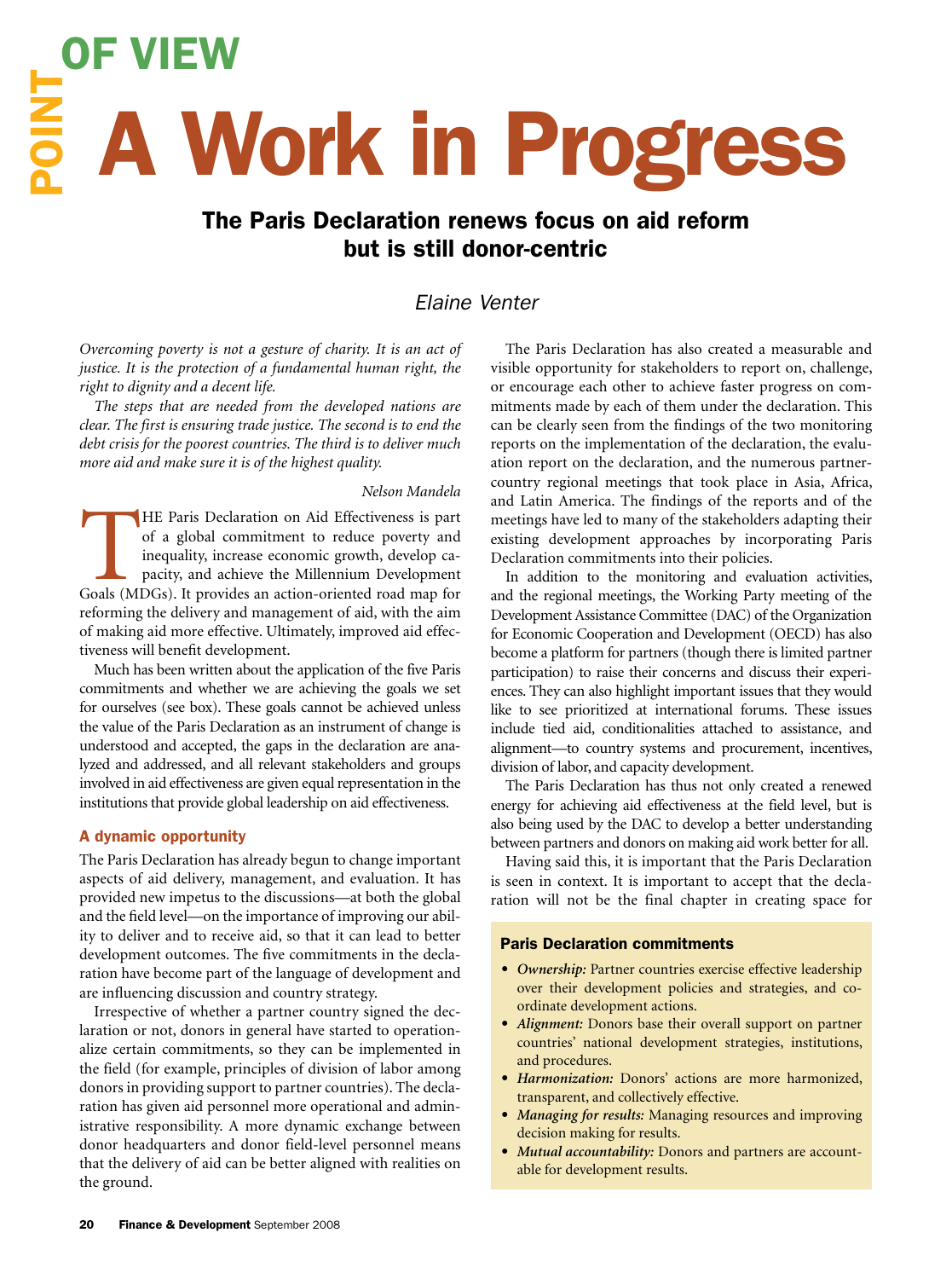POINT OF VIEW

# A Work in Progress

## The Paris Declaration renews focus on aid reform but is still donor-centric

*Elaine Venter*

*Overcoming poverty is not a gesture of charity. It is an act of justice. It is the protection of a fundamental human right, the right to dignity and a decent life.*

*The steps that are needed from the developed nations are clear. The first is ensuring trade justice. The second is to end the debt crisis for the poorest countries. The third is to deliver much more aid and make sure it is of the highest quality.*

*Nelson Mandela*

THE Paris Declaration on Aid Effectiveness is part of a global commitment to reduce poverty and inequality, increase economic growth, develop capacity, and achieve the Millennium Development Goals (MDGs). It provides an action-oriented road map for reforming the delivery and management of aid, with the aim of making aid more effective. Ultimately, improved aid effectiveness will benefit development.

Much has been written about the application of the five Paris commitments and whether we are achieving the goals we set for ourselves (see box). These goals cannot be achieved unless the value of the Paris Declaration as an instrument of change is understood and accepted, the gaps in the declaration are analyzed and addressed, and all relevant stakeholders and groups involved in aid effectiveness are given equal representation in the institutions that provide global leadership on aid effectiveness.

### A dynamic opportunity

The Paris Declaration has already begun to change important aspects of aid delivery, management, and evaluation. It has provided new impetus to the discussions—at both the global and the field level—on the importance of improving our ability to deliver and to receive aid, so that it can lead to better development outcomes. The five commitments in the declaration have become part of the language of development and are influencing discussion and country strategy.

Irrespective of whether a partner country signed the declaration or not, donors in general have started to operationalize certain commitments, so they can be implemented in the field (for example, principles of division of labor among donors in providing support to partner countries). The declaration has given aid personnel more operational and administrative responsibility. A more dynamic exchange between donor headquarters and donor field-level personnel means that the delivery of aid can be better aligned with realities on the ground.

The Paris Declaration has also created a measurable and visible opportunity for stakeholders to report on, challenge, or encourage each other to achieve faster progress on commitments made by each of them under the declaration. This can be clearly seen from the findings of the two monitoring reports on the implementation of the declaration, the evaluation report on the declaration, and the numerous partner-country regional meetings that took place in Asia, Africa, and Latin America. The findings of the reports and of the meetings have led to many of the stakeholders adapting their existing development approaches by incorporating Paris Declaration commitments into their policies.

In addition to the monitoring and evaluation activities, and the regional meetings, the Working Party meeting of the Development Assistance Committee (DAC) of the Organization for Economic Cooperation and Development (OECD) has also become a platform for partners (though there is limited partner participation) to raise their concerns and discuss their experiences. They can also highlight important issues that they would like to see prioritized at international forums. These issues include tied aid, conditionalities attached to assistance, and alignment—to country systems and procurement, incentives, division of labor, and capacity development.

The Paris Declaration has thus not only created a renewed energy for achieving aid effectiveness at the field level, but is also being used by the DAC to develop a better understanding between partners and donors on making aid work better for all.

Having said this, it is important that the Paris Declaration is seen in context. It is important to accept that the declaration will not be the final chapter in creating space for

#### Paris Declaration commitments

- *Ownership:* Partner countries exercise effective leadership over their development policies and strategies, and coordinate development actions.
- *Alignment:* Donors base their overall support on partner countries' national development strategies, institutions, and procedures.
- *Harmonization:* Donors' actions are more harmonized, transparent, and collectively effective.
- *Managing for results:* Managing resources and improving decision making for results.
- *Mutual accountability:* Donors and partners are accountable for development results.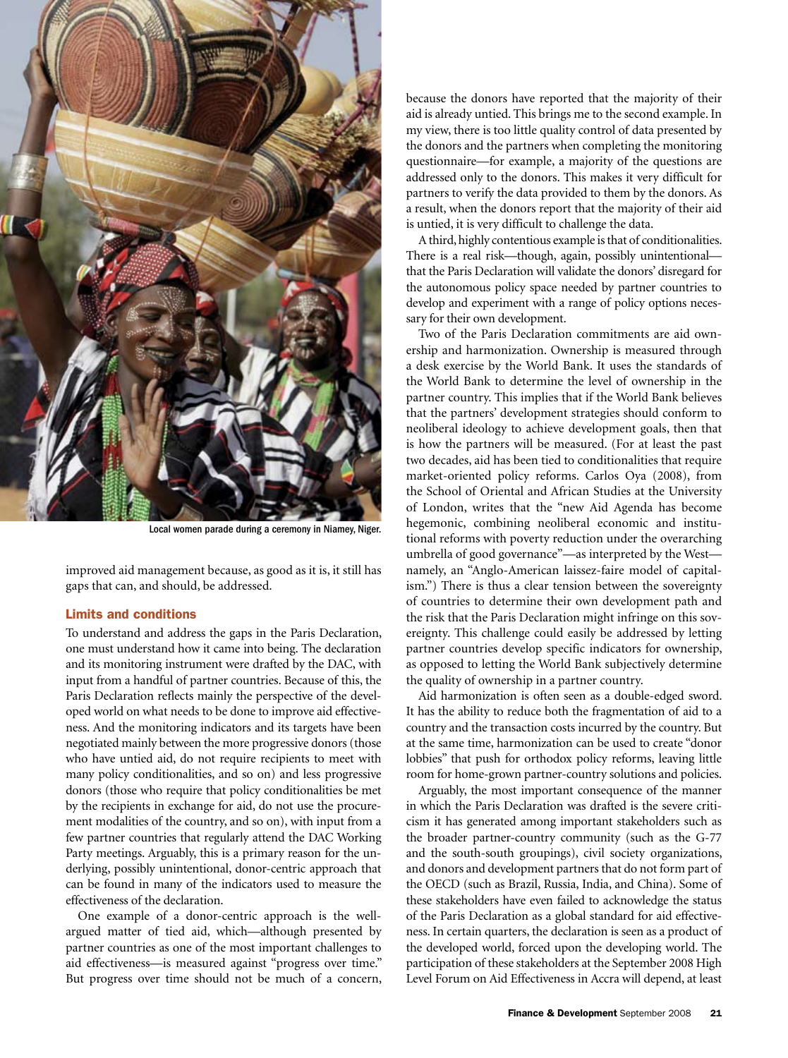Local women parade during a ceremony in Niamey, Niger.

improved aid management because, as good as it is, it still has gaps that can, and should, be addressed.

## Limits and conditions

To understand and address the gaps in the Paris Declaration, one must understand how it came into being. The declaration and its monitoring instrument were drafted by the DAC, with input from a handful of partner countries. Because of this, the Paris Declaration reflects mainly the perspective of the developed world on what needs to be done to improve aid effectiveness. And the monitoring indicators and its targets have been negotiated mainly between the more progressive donors (those who have untied aid, do not require recipients to meet with many policy conditionalities, and so on) and less progressive donors (those who require that policy conditionalities be met by the recipients in exchange for aid, do not use the procurement modalities of the country, and so on), with input from a few partner countries that regularly attend the DAC Working Party meetings. Arguably, this is a primary reason for the underlying, possibly unintentional, donor-centric approach that can be found in many of the indicators used to measure the effectiveness of the declaration.

One example of a donor-centric approach is the well-argued matter of tied aid, which—although presented by partner countries as one of the most important challenges to aid effectiveness—is measured against "progress over time." But progress over time should not be much of a concern, because the donors have reported that the majority of their aid is already untied. This brings me to the second example. In my view, there is too little quality control of data presented by the donors and the partners when completing the monitoring questionnaire—for example, a majority of the questions are addressed only to the donors. This makes it very difficult for partners to verify the data provided to them by the donors. As a result, when the donors report that the majority of their aid is untied, it is very difficult to challenge the data.

A third, highly contentious example is that of conditionalities. There is a real risk—though, again, possibly unintentional—that the Paris Declaration will validate the donors' disregard for the autonomous policy space needed by partner countries to develop and experiment with a range of policy options necessary for their own development.

Two of the Paris Declaration commitments are aid ownership and harmonization. Ownership is measured through a desk exercise by the World Bank. It uses the standards of the World Bank to determine the level of ownership in the partner country. This implies that if the World Bank believes that the partners' development strategies should conform to neoliberal ideology to achieve development goals, then that is how the partners will be measured. (For at least the past two decades, aid has been tied to conditionalities that require market-oriented policy reforms. Carlos Oya (2008), from the School of Oriental and African Studies at the University of London, writes that the "new Aid Agenda has become hegemonic, combining neoliberal economic and institutional reforms with poverty reduction under the overarching umbrella of good governance"—as interpreted by the West—namely, an "Anglo-American laissez-faire model of capitalism.") There is thus a clear tension between the sovereignty of countries to determine their own development path and the risk that the Paris Declaration might infringe on this sovereignty. This challenge could easily be addressed by letting partner countries develop specific indicators for ownership, as opposed to letting the World Bank subjectively determine the quality of ownership in a partner country.

Aid harmonization is often seen as a double-edged sword. It has the ability to reduce both the fragmentation of aid to a country and the transaction costs incurred by the country. But at the same time, harmonization can be used to create "donor lobbies" that push for orthodox policy reforms, leaving little room for home-grown partner-country solutions and policies.

Arguably, the most important consequence of the manner in which the Paris Declaration was drafted is the severe criticism it has generated among important stakeholders such as the broader partner-country community (such as the G-77 and the south-south groupings), civil society organizations, and donors and development partners that do not form part of the OECD (such as Brazil, Russia, India, and China). Some of these stakeholders have even failed to acknowledge the status of the Paris Declaration as a global standard for aid effectiveness. In certain quarters, the declaration is seen as a product of the developed world, forced upon the developing world. The participation of these stakeholders at the September 2008 High Level Forum on Aid Effectiveness in Accra will depend, at least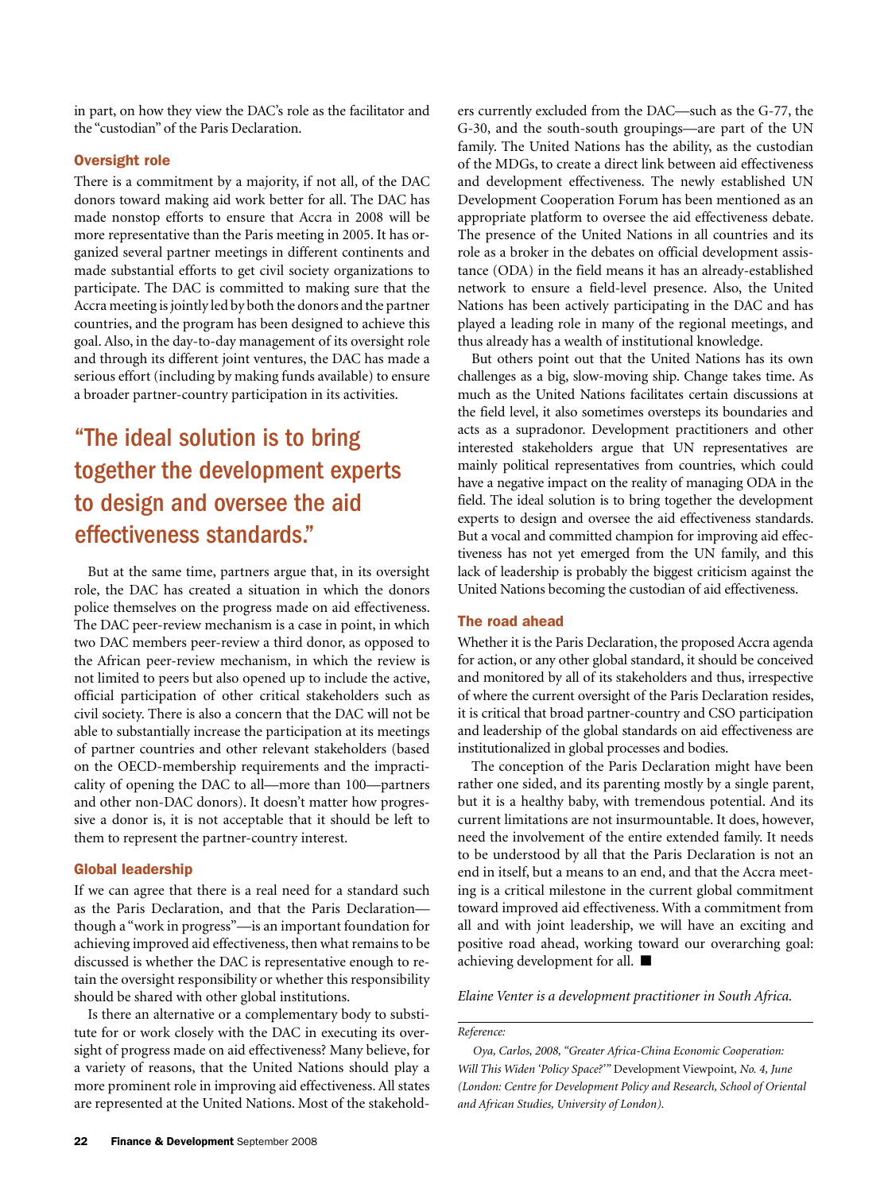in part, on how they view the DAC's role as the facilitator and the "custodian" of the Paris Declaration.

### Oversight role

There is a commitment by a majority, if not all, of the DAC donors toward making aid work better for all. The DAC has made nonstop efforts to ensure that Accra in 2008 will be more representative than the Paris meeting in 2005. It has organized several partner meetings in different continents and made substantial efforts to get civil society organizations to participate. The DAC is committed to making sure that the Accra meeting is jointly led by both the donors and the partner countries, and the program has been designed to achieve this goal. Also, in the day-to-day management of its oversight role and through its different joint ventures, the DAC has made a serious effort (including by making funds available) to ensure a broader partner-country participation in its activities.

> "The ideal solution is to bring together the development experts to design and oversee the aid effectiveness standards."

But at the same time, partners argue that, in its oversight role, the DAC has created a situation in which the donors police themselves on the progress made on aid effectiveness. The DAC peer-review mechanism is a case in point, in which two DAC members peer-review a third donor, as opposed to the African peer-review mechanism, in which the review is not limited to peers but also opened up to include the active, official participation of other critical stakeholders such as civil society. There is also a concern that the DAC will not be able to substantially increase the participation at its meetings of partner countries and other relevant stakeholders (based on the OECD-membership requirements and the impracticality of opening the DAC to all—more than 100—partners and other non-DAC donors). It doesn't matter how progressive a donor is, it is not acceptable that it should be left to them to represent the partner-country interest.

### Global leadership

If we can agree that there is a real need for a standard such as the Paris Declaration, and that the Paris Declaration—though a "work in progress"—is an important foundation for achieving improved aid effectiveness, then what remains to be discussed is whether the DAC is representative enough to retain the oversight responsibility or whether this responsibility should be shared with other global institutions.

Is there an alternative or a complementary body to substitute for or work closely with the DAC in executing its oversight of progress made on aid effectiveness? Many believe, for a variety of reasons, that the United Nations should play a more prominent role in improving aid effectiveness. All states are represented at the United Nations. Most of the stakeholders currently excluded from the DAC—such as the G-77, the G-30, and the south-south groupings—are part of the UN family. The United Nations has the ability, as the custodian of the MDGs, to create a direct link between aid effectiveness and development effectiveness. The newly established UN Development Cooperation Forum has been mentioned as an appropriate platform to oversee the aid effectiveness debate. The presence of the United Nations in all countries and its role as a broker in the debates on official development assistance (ODA) in the field means it has an already-established network to ensure a field-level presence. Also, the United Nations has been actively participating in the DAC and has played a leading role in many of the regional meetings, and thus already has a wealth of institutional knowledge.

But others point out that the United Nations has its own challenges as a big, slow-moving ship. Change takes time. As much as the United Nations facilitates certain discussions at the field level, it also sometimes oversteps its boundaries and acts as a supradonor. Development practitioners and other interested stakeholders argue that UN representatives are mainly political representatives from countries, which could have a negative impact on the reality of managing ODA in the field. The ideal solution is to bring together the development experts to design and oversee the aid effectiveness standards. But a vocal and committed champion for improving aid effectiveness has not yet emerged from the UN family, and this lack of leadership is probably the biggest criticism against the United Nations becoming the custodian of aid effectiveness.

### The road ahead

Whether it is the Paris Declaration, the proposed Accra agenda for action, or any other global standard, it should be conceived and monitored by all of its stakeholders and thus, irrespective of where the current oversight of the Paris Declaration resides, it is critical that broad partner-country and CSO participation and leadership of the global standards on aid effectiveness are institutionalized in global processes and bodies.

The conception of the Paris Declaration might have been rather one sided, and its parenting mostly by a single parent, but it is a healthy baby, with tremendous potential. And its current limitations are not insurmountable. It does, however, need the involvement of the entire extended family. It needs to be understood by all that the Paris Declaration is not an end in itself, but a means to an end, and that the Accra meeting is a critical milestone in the current global commitment toward improved aid effectiveness. With a commitment from all and with joint leadership, we will have an exciting and positive road ahead, working toward our overarching goal: achieving development for all. ■

*Elaine Venter is a development practitioner in South Africa.*

*Reference:*

*Oya, Carlos, 2008, "Greater Africa-China Economic Cooperation: Will This Widen 'Policy Space?'"* Development Viewpoint, *No. 4, June (London: Centre for Development Policy and Research, School of Oriental and African Studies, University of London).*